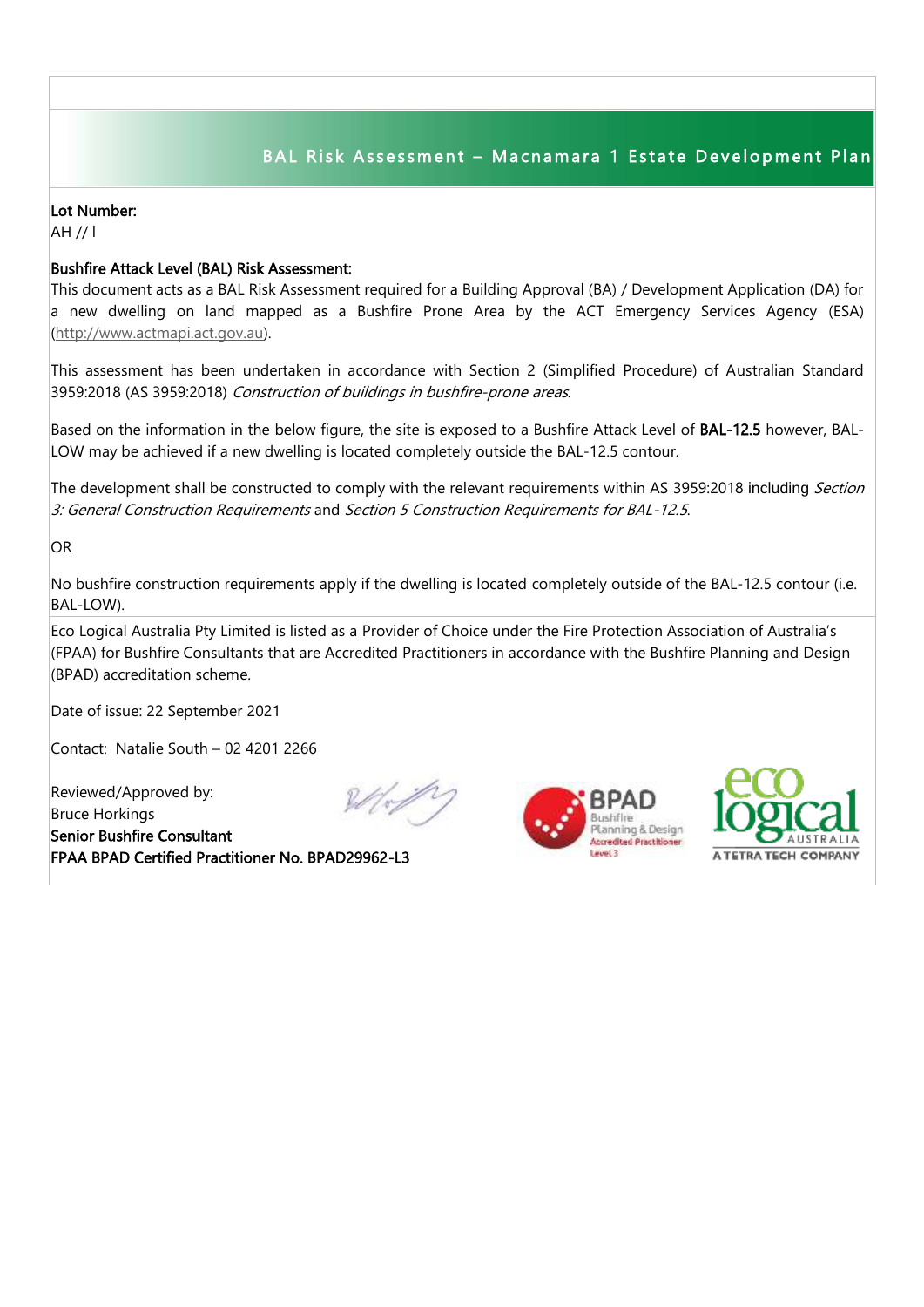## BAL Risk Assessment – Macnamara 1 Estate Development Plan

**Lot Number:**
AH // I

**Bushfire Attack Level (BAL) Risk Assessment:**
This document acts as a BAL Risk Assessment required for a Building Approval (BA) / Development Application (DA) for a new dwelling on land mapped as a Bushfire Prone Area by the ACT Emergency Services Agency (ESA) (http://www.actmapi.act.gov.au).

This assessment has been undertaken in accordance with Section 2 (Simplified Procedure) of Australian Standard 3959:2018 (AS 3959:2018) *Construction of buildings in bushfire-prone areas*.

Based on the information in the below figure, the site is exposed to a Bushfire Attack Level of **BAL-12.5** however, BAL-LOW may be achieved if a new dwelling is located completely outside the BAL-12.5 contour.

The development shall be constructed to comply with the relevant requirements within AS 3959:2018 including *Section 3: General Construction Requirements* and *Section 5 Construction Requirements for BAL-12.5*.

OR

No bushfire construction requirements apply if the dwelling is located completely outside of the BAL-12.5 contour (i.e. BAL-LOW).

Eco Logical Australia Pty Limited is listed as a Provider of Choice under the Fire Protection Association of Australia's (FPAA) for Bushfire Consultants that are Accredited Practitioners in accordance with the Bushfire Planning and Design (BPAD) accreditation scheme.

Date of issue: 22 September 2021

Contact: Natalie South – 02 4201 2266

Reviewed/Approved by:
Bruce Horkings
**Senior Bushfire Consultant**
**FPAA BPAD Certified Practitioner No. BPAD29962-L3**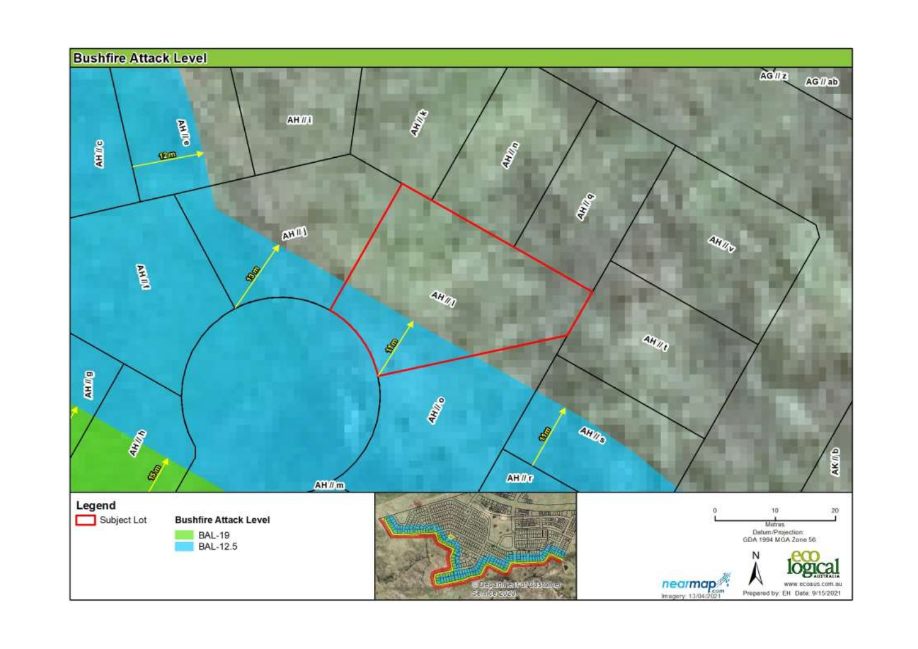## Bushfire Attack Level

AH // c

AH // e

12 m

AH // i

AH // k

AH // n

AH // q

AH // v

AG // z

AG // ab

AH // j

AH // f

13 m

AH // l

11 m

AH // t

AH // g

AH // o

AH // h

AH // s

11 m

15 m

AH // m

AH // r

AK // b

**Legend**

Subject Lot

**Bushfire Attack Level**

BAL-19

BAL-12.5

© Department of Customer Service 2020

0 10 20

Metres

Datum/Projection:
GDA 1994 MGA Zone 56

N

nearmap.com

Imagery: 13/04/2021

eco logical AUSTRALIA

www.ecoaus.com.au

Prepared by: EH Date: 9/15/2021